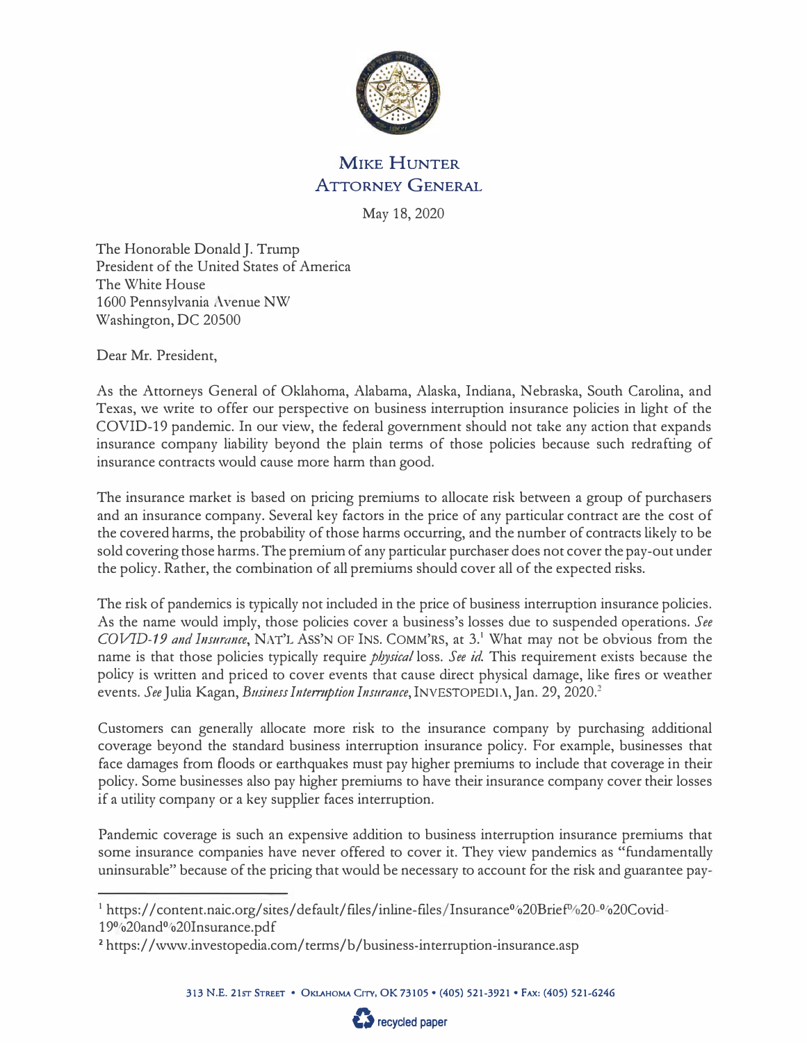# Mike Hunter
## Attorney General

May 18, 2020

The Honorable Donald J. Trump
President of the United States of America
The White House
1600 Pennsylvania Avenue NW
Washington, DC 20500

Dear Mr. President,

As the Attorneys General of Oklahoma, Alabama, Alaska, Indiana, Nebraska, South Carolina, and Texas, we write to offer our perspective on business interruption insurance policies in light of the COVID-19 pandemic. In our view, the federal government should not take any action that expands insurance company liability beyond the plain terms of those policies because such redrafting of insurance contracts would cause more harm than good.

The insurance market is based on pricing premiums to allocate risk between a group of purchasers and an insurance company. Several key factors in the price of any particular contract are the cost of the covered harms, the probability of those harms occurring, and the number of contracts likely to be sold covering those harms. The premium of any particular purchaser does not cover the pay-out under the policy. Rather, the combination of all premiums should cover all of the expected risks.

The risk of pandemics is typically not included in the price of business interruption insurance policies. As the name would imply, those policies cover a business's losses due to suspended operations. *See COVID-19 and Insurance*, NAT'L ASS'N OF INS. COMM'RS, at 3.[1] What may not be obvious from the name is that those policies typically require *physical* loss. *See id.* This requirement exists because the policy is written and priced to cover events that cause direct physical damage, like fires or weather events. *See* Julia Kagan, *Business Interruption Insurance*, INVESTOPEDIA, Jan. 29, 2020.[2]

Customers can generally allocate more risk to the insurance company by purchasing additional coverage beyond the standard business interruption insurance policy. For example, businesses that face damages from floods or earthquakes must pay higher premiums to include that coverage in their policy. Some businesses also pay higher premiums to have their insurance company cover their losses if a utility company or a key supplier faces interruption.

Pandemic coverage is such an expensive addition to business interruption insurance premiums that some insurance companies have never offered to cover it. They view pandemics as "fundamentally uninsurable" because of the pricing that would be necessary to account for the risk and guarantee pay-

---

[1] https://content.naic.org/sites/default/files/inline-files/Insurance%20Brief%20-%20Covid-19%20and%20Insurance.pdf

[2] https://www.investopedia.com/terms/b/business-interruption-insurance.asp

313 N.E. 21st Street • Oklahoma City, OK 73105 • (405) 521-3921 • Fax: (405) 521-6246

recycled paper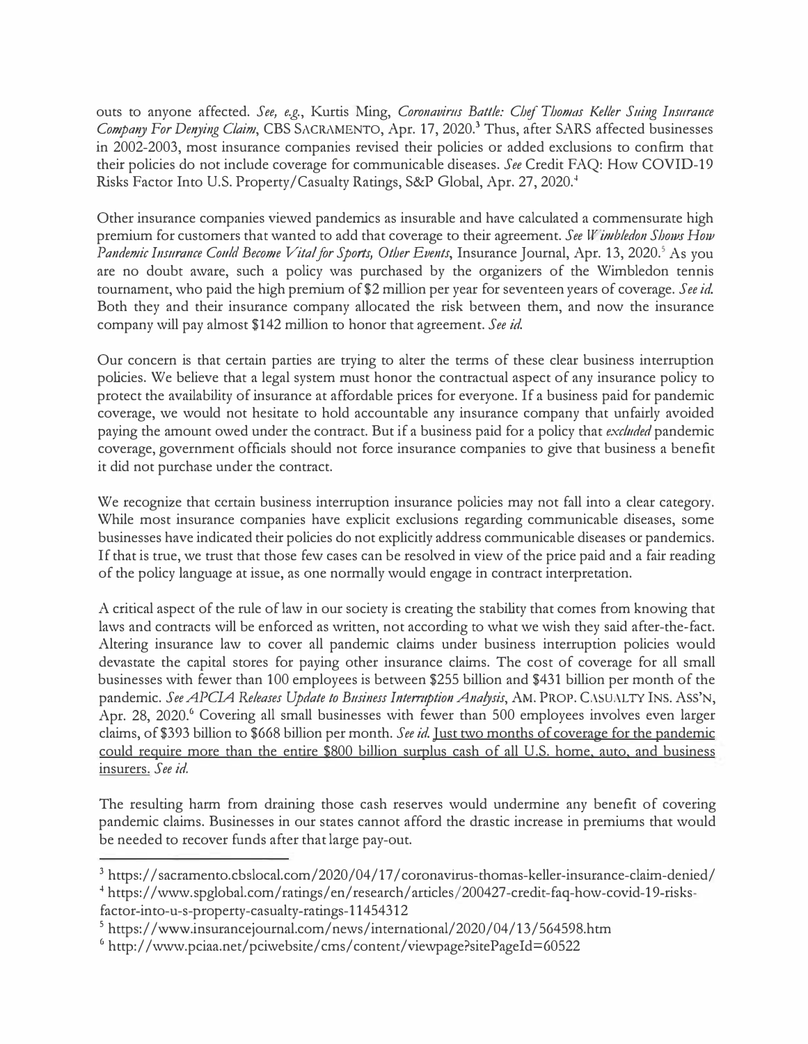outs to anyone affected. *See, e.g.*, Kurtis Ming, *Coronavirus Battle: Chef Thomas Keller Suing Insurance Company For Denying Claim*, CBS SACRAMENTO, Apr. 17, 2020.[3] Thus, after SARS affected businesses in 2002-2003, most insurance companies revised their policies or added exclusions to confirm that their policies do not include coverage for communicable diseases. *See* Credit FAQ: How COVID-19 Risks Factor Into U.S. Property/Casualty Ratings, S&P Global, Apr. 27, 2020.[4]

Other insurance companies viewed pandemics as insurable and have calculated a commensurate high premium for customers that wanted to add that coverage to their agreement. *See Wimbledon Shows How Pandemic Insurance Could Become Vital for Sports, Other Events*, Insurance Journal, Apr. 13, 2020.[5] As you are no doubt aware, such a policy was purchased by the organizers of the Wimbledon tennis tournament, who paid the high premium of $2 million per year for seventeen years of coverage. *See id.* Both they and their insurance company allocated the risk between them, and now the insurance company will pay almost $142 million to honor that agreement. *See id.*

Our concern is that certain parties are trying to alter the terms of these clear business interruption policies. We believe that a legal system must honor the contractual aspect of any insurance policy to protect the availability of insurance at affordable prices for everyone. If a business paid for pandemic coverage, we would not hesitate to hold accountable any insurance company that unfairly avoided paying the amount owed under the contract. But if a business paid for a policy that *excluded* pandemic coverage, government officials should not force insurance companies to give that business a benefit it did not purchase under the contract.

We recognize that certain business interruption insurance policies may not fall into a clear category. While most insurance companies have explicit exclusions regarding communicable diseases, some businesses have indicated their policies do not explicitly address communicable diseases or pandemics. If that is true, we trust that those few cases can be resolved in view of the price paid and a fair reading of the policy language at issue, as one normally would engage in contract interpretation.

A critical aspect of the rule of law in our society is creating the stability that comes from knowing that laws and contracts will be enforced as written, not according to what we wish they said after-the-fact. Altering insurance law to cover all pandemic claims under business interruption policies would devastate the capital stores for paying other insurance claims. The cost of coverage for all small businesses with fewer than 100 employees is between $255 billion and $431 billion per month of the pandemic. *See APCIA Releases Update to Business Interruption Analysis*, AM. PROP. CASUALTY INS. ASS'N, Apr. 28, 2020.[6] Covering all small businesses with fewer than 500 employees involves even larger claims, of $393 billion to $668 billion per month. *See id.* <u>Just two months of coverage for the pandemic could require more than the entire $800 billion surplus cash of all U.S. home, auto, and business insurers.</u> *See id.*

The resulting harm from draining those cash reserves would undermine any benefit of covering pandemic claims. Businesses in our states cannot afford the drastic increase in premiums that would be needed to recover funds after that large pay-out.

---

[3] https://sacramento.cbslocal.com/2020/04/17/coronavirus-thomas-keller-insurance-claim-denied/

[4] https://www.spglobal.com/ratings/en/research/articles/200427-credit-faq-how-covid-19-risks-factor-into-u-s-property-casualty-ratings-11454312

[5] https://www.insurancejournal.com/news/international/2020/04/13/564598.htm

[6] http://www.pciaa.net/pciwebsite/cms/content/viewpage?sitePageId=60522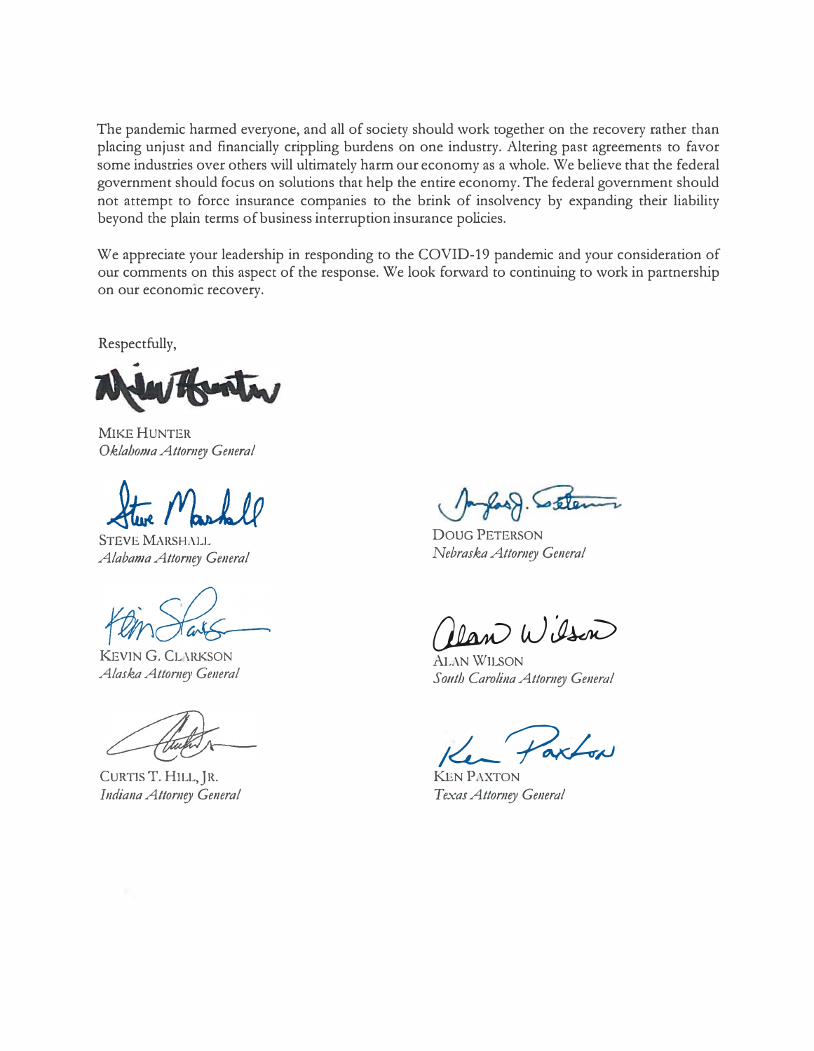The pandemic harmed everyone, and all of society should work together on the recovery rather than placing unjust and financially crippling burdens on one industry. Altering past agreements to favor some industries over others will ultimately harm our economy as a whole. We believe that the federal government should focus on solutions that help the entire economy. The federal government should not attempt to force insurance companies to the brink of insolvency by expanding their liability beyond the plain terms of business interruption insurance policies.

We appreciate your leadership in responding to the COVID-19 pandemic and your consideration of our comments on this aspect of the response. We look forward to continuing to work in partnership on our economic recovery.

Respectfully,

MIKE HUNTER
*Oklahoma Attorney General*

STEVE MARSHALL
*Alabama Attorney General*

DOUG PETERSON
*Nebraska Attorney General*

KEVIN G. CLARKSON
*Alaska Attorney General*

ALAN WILSON
*South Carolina Attorney General*

CURTIS T. HILL, JR.
*Indiana Attorney General*

KEN PAXTON
*Texas Attorney General*